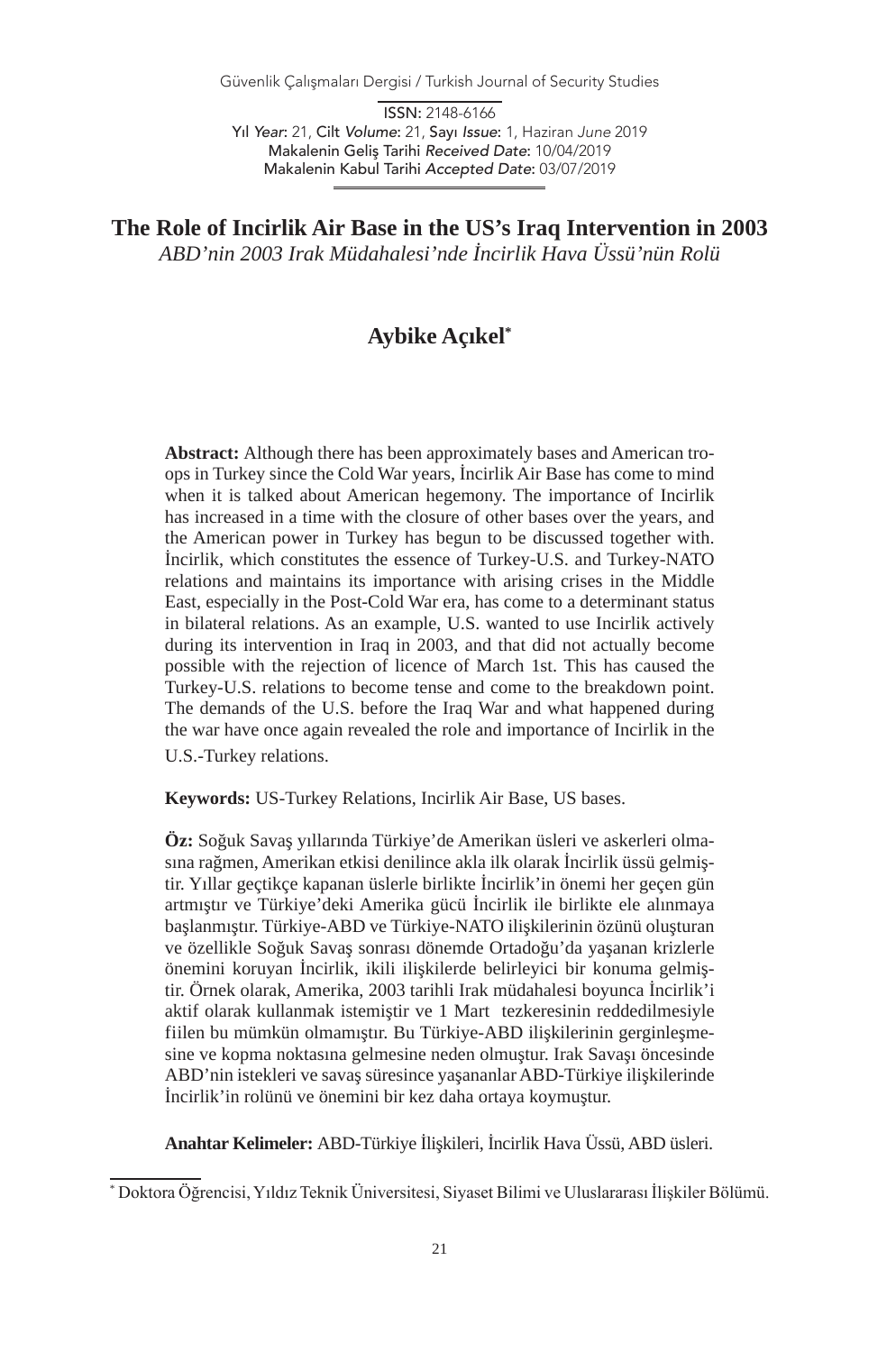Güvenlik Çalışmaları Dergisi / Turkish Journal of Security Studies

ISSN: 2148-6166
Yıl *Year*: 21, Cilt *Volume*: 21, Sayı *Issue*: 1, Haziran *June* 2019
Makalenin Geliş Tarihi *Received Date*: 10/04/2019
Makalenin Kabul Tarihi *Accepted Date*: 03/07/2019

# The Role of Incirlik Air Base in the US's Iraq Intervention in 2003

*ABD'nin 2003 Irak Müdahalesi'nde İncirlik Hava Üssü'nün Rolü*

## Aybike Açıkel*

**Abstract:** Although there has been approximately bases and American troops in Turkey since the Cold War years, İncirlik Air Base has come to mind when it is talked about American hegemony. The importance of Incirlik has increased in a time with the closure of other bases over the years, and the American power in Turkey has begun to be discussed together with. İncirlik, which constitutes the essence of Turkey-U.S. and Turkey-NATO relations and maintains its importance with arising crises in the Middle East, especially in the Post-Cold War era, has come to a determinant status in bilateral relations. As an example, U.S. wanted to use Incirlik actively during its intervention in Iraq in 2003, and that did not actually become possible with the rejection of licence of March 1st. This has caused the Turkey-U.S. relations to become tense and come to the breakdown point. The demands of the U.S. before the Iraq War and what happened during the war have once again revealed the role and importance of Incirlik in the U.S.-Turkey relations.

**Keywords:** US-Turkey Relations, Incirlik Air Base, US bases.

**Öz:** Soğuk Savaş yıllarında Türkiye'de Amerikan üsleri ve askerleri olmasına rağmen, Amerikan etkisi denilince akla ilk olarak İncirlik üssü gelmiştir. Yıllar geçtikçe kapanan üslerle birlikte İncirlik'in önemi her geçen gün artmıştır ve Türkiye'deki Amerika gücü İncirlik ile birlikte ele alınmaya başlanmıştır. Türkiye-ABD ve Türkiye-NATO ilişkilerinin özünü oluşturan ve özellikle Soğuk Savaş sonrası dönemde Ortadoğu'da yaşanan krizlerle önemini koruyan İncirlik, ikili ilişkilerde belirleyici bir konuma gelmiştir. Örnek olarak, Amerika, 2003 tarihli Irak müdahalesi boyunca İncirlik'i aktif olarak kullanmak istemiştir ve 1 Mart tezkeresinin reddedilmesiyle fiilen bu mümkün olmamıştır. Bu Türkiye-ABD ilişkilerinin gerginleşmesine ve kopma noktasına gelmesine neden olmuştur. Irak Savaşı öncesinde ABD'nin istekleri ve savaş süresince yaşananlar ABD-Türkiye ilişkilerinde İncirlik'in rolünü ve önemini bir kez daha ortaya koymuştur.

**Anahtar Kelimeler:** ABD-Türkiye İlişkileri, İncirlik Hava Üssü, ABD üsleri.

---

* Doktora Öğrencisi, Yıldız Teknik Üniversitesi, Siyaset Bilimi ve Uluslararası İlişkiler Bölümü.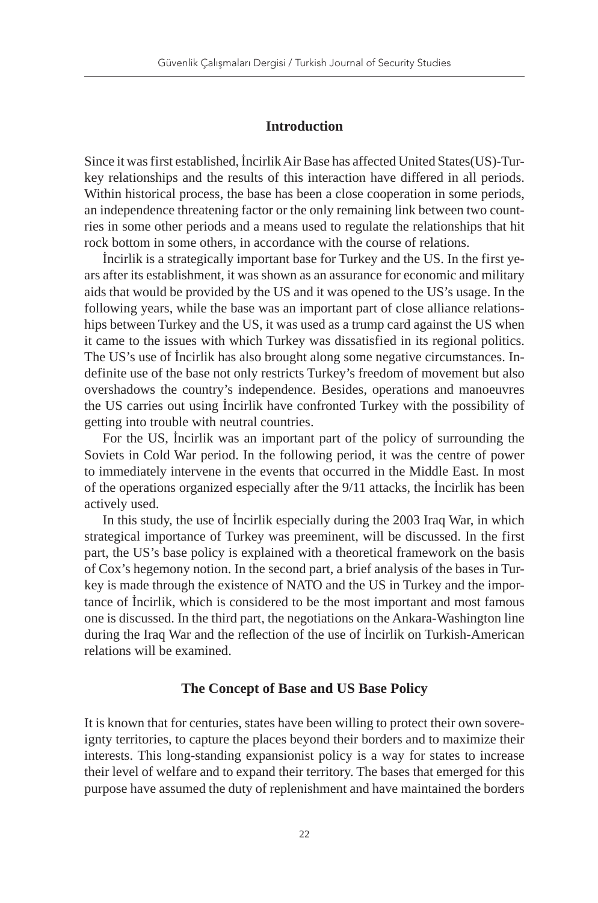## Introduction

Since it was first established, İncirlik Air Base has affected United States(US)-Turkey relationships and the results of this interaction have differed in all periods. Within historical process, the base has been a close cooperation in some periods, an independence threatening factor or the only remaining link between two countries in some other periods and a means used to regulate the relationships that hit rock bottom in some others, in accordance with the course of relations.

İncirlik is a strategically important base for Turkey and the US. In the first years after its establishment, it was shown as an assurance for economic and military aids that would be provided by the US and it was opened to the US's usage. In the following years, while the base was an important part of close alliance relationships between Turkey and the US, it was used as a trump card against the US when it came to the issues with which Turkey was dissatisfied in its regional politics. The US's use of İncirlik has also brought along some negative circumstances. Indefinite use of the base not only restricts Turkey's freedom of movement but also overshadows the country's independence. Besides, operations and manoeuvres the US carries out using İncirlik have confronted Turkey with the possibility of getting into trouble with neutral countries.

For the US, İncirlik was an important part of the policy of surrounding the Soviets in Cold War period. In the following period, it was the centre of power to immediately intervene in the events that occurred in the Middle East. In most of the operations organized especially after the 9/11 attacks, the İncirlik has been actively used.

In this study, the use of İncirlik especially during the 2003 Iraq War, in which strategical importance of Turkey was preeminent, will be discussed. In the first part, the US's base policy is explained with a theoretical framework on the basis of Cox's hegemony notion. In the second part, a brief analysis of the bases in Turkey is made through the existence of NATO and the US in Turkey and the importance of İncirlik, which is considered to be the most important and most famous one is discussed. In the third part, the negotiations on the Ankara-Washington line during the Iraq War and the reflection of the use of İncirlik on Turkish-American relations will be examined.

## The Concept of Base and US Base Policy

It is known that for centuries, states have been willing to protect their own sovereignty territories, to capture the places beyond their borders and to maximize their interests. This long-standing expansionist policy is a way for states to increase their level of welfare and to expand their territory. The bases that emerged for this purpose have assumed the duty of replenishment and have maintained the borders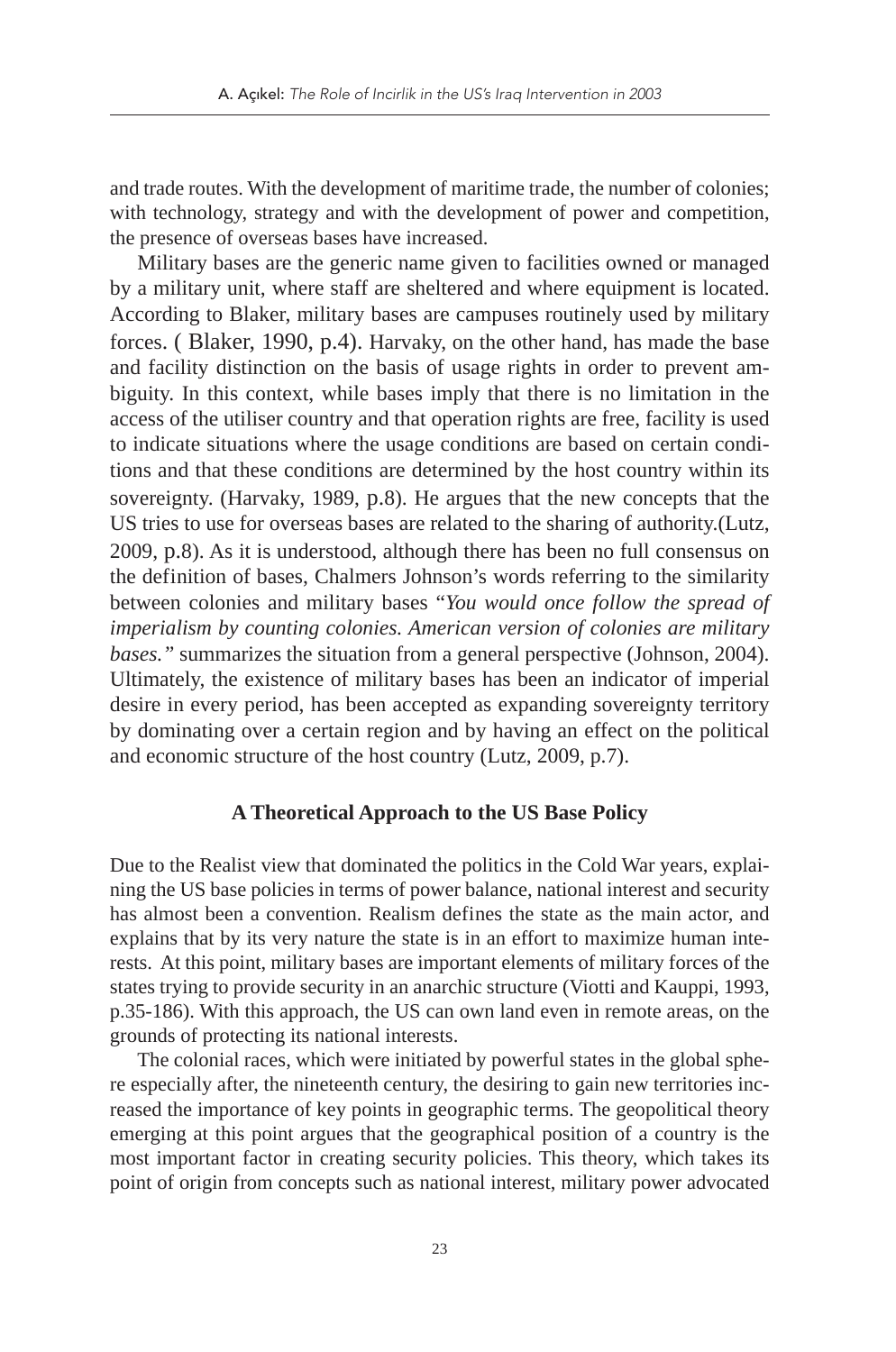and trade routes. With the development of maritime trade, the number of colonies; with technology, strategy and with the development of power and competition, the presence of overseas bases have increased.

Military bases are the generic name given to facilities owned or managed by a military unit, where staff are sheltered and where equipment is located. According to Blaker, military bases are campuses routinely used by military forces. ( Blaker, 1990, p.4). Harvaky, on the other hand, has made the base and facility distinction on the basis of usage rights in order to prevent ambiguity. In this context, while bases imply that there is no limitation in the access of the utiliser country and that operation rights are free, facility is used to indicate situations where the usage conditions are based on certain conditions and that these conditions are determined by the host country within its sovereignty. (Harvaky, 1989, p.8). He argues that the new concepts that the US tries to use for overseas bases are related to the sharing of authority.(Lutz, 2009, p.8). As it is understood, although there has been no full consensus on the definition of bases, Chalmers Johnson's words referring to the similarity between colonies and military bases "*You would once follow the spread of imperialism by counting colonies. American version of colonies are military bases."* summarizes the situation from a general perspective (Johnson, 2004). Ultimately, the existence of military bases has been an indicator of imperial desire in every period, has been accepted as expanding sovereignty territory by dominating over a certain region and by having an effect on the political and economic structure of the host country (Lutz, 2009, p.7).

## A Theoretical Approach to the US Base Policy

Due to the Realist view that dominated the politics in the Cold War years, explaining the US base policies in terms of power balance, national interest and security has almost been a convention. Realism defines the state as the main actor, and explains that by its very nature the state is in an effort to maximize human interests. At this point, military bases are important elements of military forces of the states trying to provide security in an anarchic structure (Viotti and Kauppi, 1993, p.35-186). With this approach, the US can own land even in remote areas, on the grounds of protecting its national interests.

The colonial races, which were initiated by powerful states in the global sphere especially after, the nineteenth century, the desiring to gain new territories increased the importance of key points in geographic terms. The geopolitical theory emerging at this point argues that the geographical position of a country is the most important factor in creating security policies. This theory, which takes its point of origin from concepts such as national interest, military power advocated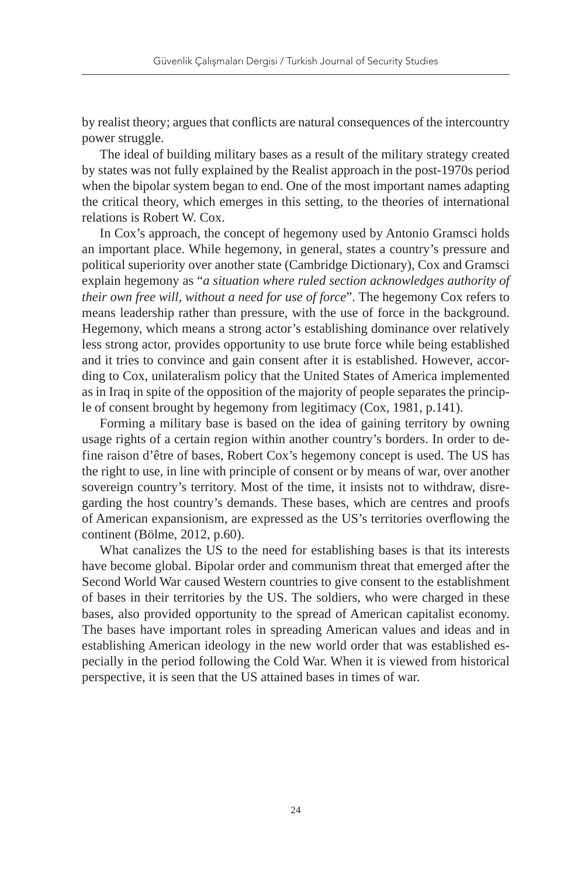by realist theory; argues that conflicts are natural consequences of the intercountry power struggle.

The ideal of building military bases as a result of the military strategy created by states was not fully explained by the Realist approach in the post-1970s period when the bipolar system began to end. One of the most important names adapting the critical theory, which emerges in this setting, to the theories of international relations is Robert W. Cox.

In Cox's approach, the concept of hegemony used by Antonio Gramsci holds an important place. While hegemony, in general, states a country's pressure and political superiority over another state (Cambridge Dictionary), Cox and Gramsci explain hegemony as "*a situation where ruled section acknowledges authority of their own free will, without a need for use of force*". The hegemony Cox refers to means leadership rather than pressure, with the use of force in the background. Hegemony, which means a strong actor's establishing dominance over relatively less strong actor, provides opportunity to use brute force while being established and it tries to convince and gain consent after it is established. However, according to Cox, unilateralism policy that the United States of America implemented as in Iraq in spite of the opposition of the majority of people separates the principle of consent brought by hegemony from legitimacy (Cox, 1981, p.141).

Forming a military base is based on the idea of gaining territory by owning usage rights of a certain region within another country's borders. In order to define raison d'être of bases, Robert Cox's hegemony concept is used. The US has the right to use, in line with principle of consent or by means of war, over another sovereign country's territory. Most of the time, it insists not to withdraw, disregarding the host country's demands. These bases, which are centres and proofs of American expansionism, are expressed as the US's territories overflowing the continent (Bölme, 2012, p.60).

What canalizes the US to the need for establishing bases is that its interests have become global. Bipolar order and communism threat that emerged after the Second World War caused Western countries to give consent to the establishment of bases in their territories by the US. The soldiers, who were charged in these bases, also provided opportunity to the spread of American capitalist economy. The bases have important roles in spreading American values and ideas and in establishing American ideology in the new world order that was established especially in the period following the Cold War. When it is viewed from historical perspective, it is seen that the US attained bases in times of war.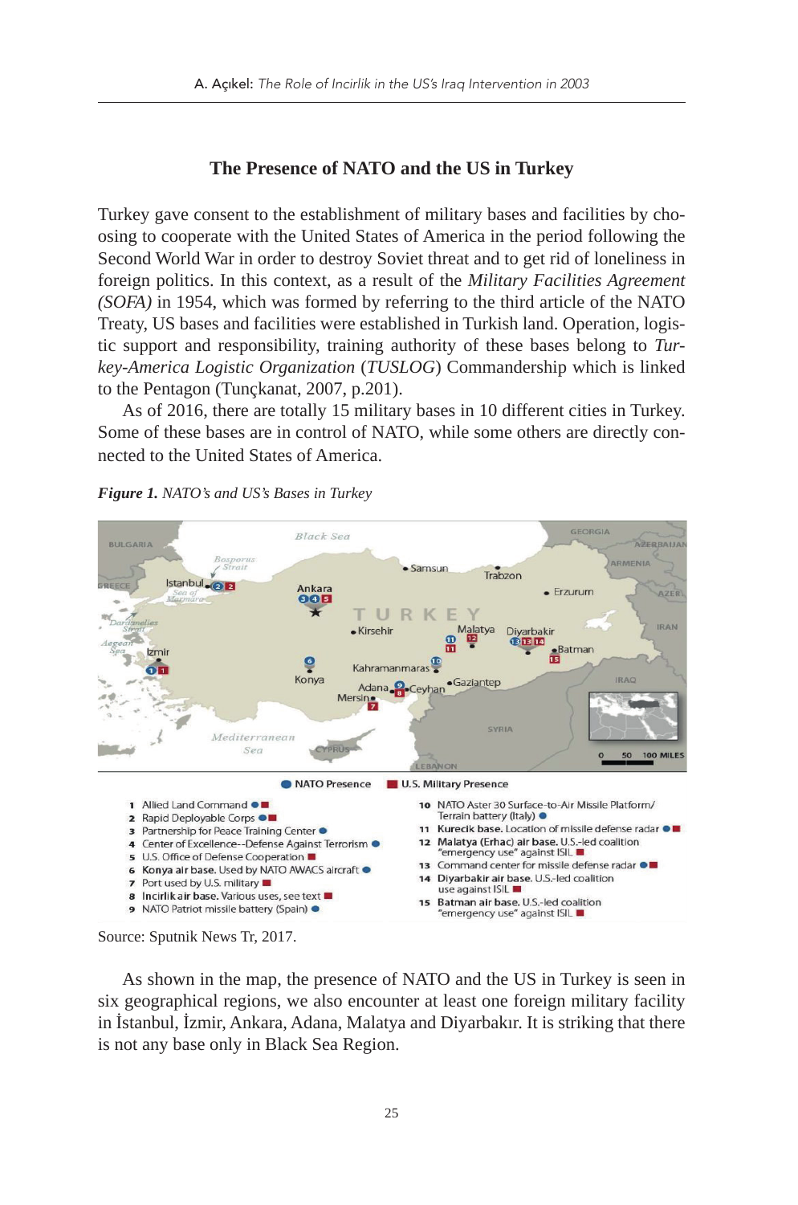## The Presence of NATO and the US in Turkey

Turkey gave consent to the establishment of military bases and facilities by choosing to cooperate with the United States of America in the period following the Second World War in order to destroy Soviet threat and to get rid of loneliness in foreign politics. In this context, as a result of the *Military Facilities Agreement (SOFA)* in 1954, which was formed by referring to the third article of the NATO Treaty, US bases and facilities were established in Turkish land. Operation, logistic support and responsibility, training authority of these bases belong to *Turkey-America Logistic Organization* (*TUSLOG*) Commandership which is linked to the Pentagon (Tunçkanat, 2007, p.201).

As of 2016, there are totally 15 military bases in 10 different cities in Turkey. Some of these bases are in control of NATO, while some others are directly connected to the United States of America.

***Figure 1.*** *NATO's and US's Bases in Turkey*

NATO Presence
U.S. Military Presence

1 Allied Land Command
2 Rapid Deployable Corps
3 Partnership for Peace Training Center
4 Center of Excellence--Defense Against Terrorism
5 U.S. Office of Defense Cooperation
6 **Konya air base.** Used by NATO AWACS aircraft
7 Port used by U.S. military
8 **Incirlik air base.** Various uses, see text
9 NATO Patriot missile battery (Spain)
10 NATO Aster 30 Surface-to-Air Missile Platform/ Terrain battery (Italy)
11 **Kurecik base.** Location of missile defense radar
12 **Malatya (Erhac) air base.** U.S.-led coalition "emergency use" against ISIL
13 Command center for missile defense radar
14 **Diyarbakir air base.** U.S.-led coalition use against ISIL
15 **Batman air base.** U.S.-led coalition "emergency use" against ISIL

Source: Sputnik News Tr, 2017.

As shown in the map, the presence of NATO and the US in Turkey is seen in six geographical regions, we also encounter at least one foreign military facility in İstanbul, İzmir, Ankara, Adana, Malatya and Diyarbakır. It is striking that there is not any base only in Black Sea Region.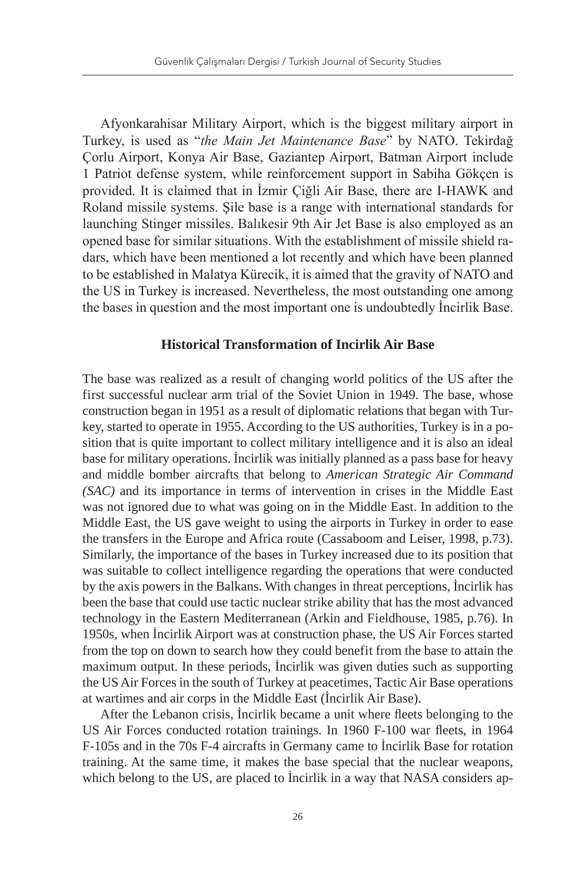Afyonkarahisar Military Airport, which is the biggest military airport in Turkey, is used as "*the Main Jet Maintenance Base*" by NATO. Tekirdağ Çorlu Airport, Konya Air Base, Gaziantep Airport, Batman Airport include 1 Patriot defense system, while reinforcement support in Sabiha Gökçen is provided. It is claimed that in İzmir Çiğli Air Base, there are I-HAWK and Roland missile systems. Şile base is a range with international standards for launching Stinger missiles. Balıkesir 9th Air Jet Base is also employed as an opened base for similar situations. With the establishment of missile shield radars, which have been mentioned a lot recently and which have been planned to be established in Malatya Kürecik, it is aimed that the gravity of NATO and the US in Turkey is increased. Nevertheless, the most outstanding one among the bases in question and the most important one is undoubtedly İncirlik Base.

## Historical Transformation of Incirlik Air Base

The base was realized as a result of changing world politics of the US after the first successful nuclear arm trial of the Soviet Union in 1949. The base, whose construction began in 1951 as a result of diplomatic relations that began with Turkey, started to operate in 1955. According to the US authorities, Turkey is in a position that is quite important to collect military intelligence and it is also an ideal base for military operations. İncirlik was initially planned as a pass base for heavy and middle bomber aircrafts that belong to *American Strategic Air Command (SAC)* and its importance in terms of intervention in crises in the Middle East was not ignored due to what was going on in the Middle East. In addition to the Middle East, the US gave weight to using the airports in Turkey in order to ease the transfers in the Europe and Africa route (Cassaboom and Leiser, 1998, p.73). Similarly, the importance of the bases in Turkey increased due to its position that was suitable to collect intelligence regarding the operations that were conducted by the axis powers in the Balkans. With changes in threat perceptions, İncirlik has been the base that could use tactic nuclear strike ability that has the most advanced technology in the Eastern Mediterranean (Arkin and Fieldhouse, 1985, p.76). In 1950s, when İncirlik Airport was at construction phase, the US Air Forces started from the top on down to search how they could benefit from the base to attain the maximum output. In these periods, İncirlik was given duties such as supporting the US Air Forces in the south of Turkey at peacetimes, Tactic Air Base operations at wartimes and air corps in the Middle East (İncirlik Air Base).

After the Lebanon crisis, İncirlik became a unit where fleets belonging to the US Air Forces conducted rotation trainings. In 1960 F-100 war fleets, in 1964 F-105s and in the 70s F-4 aircrafts in Germany came to İncirlik Base for rotation training. At the same time, it makes the base special that the nuclear weapons, which belong to the US, are placed to İncirlik in a way that NASA considers ap-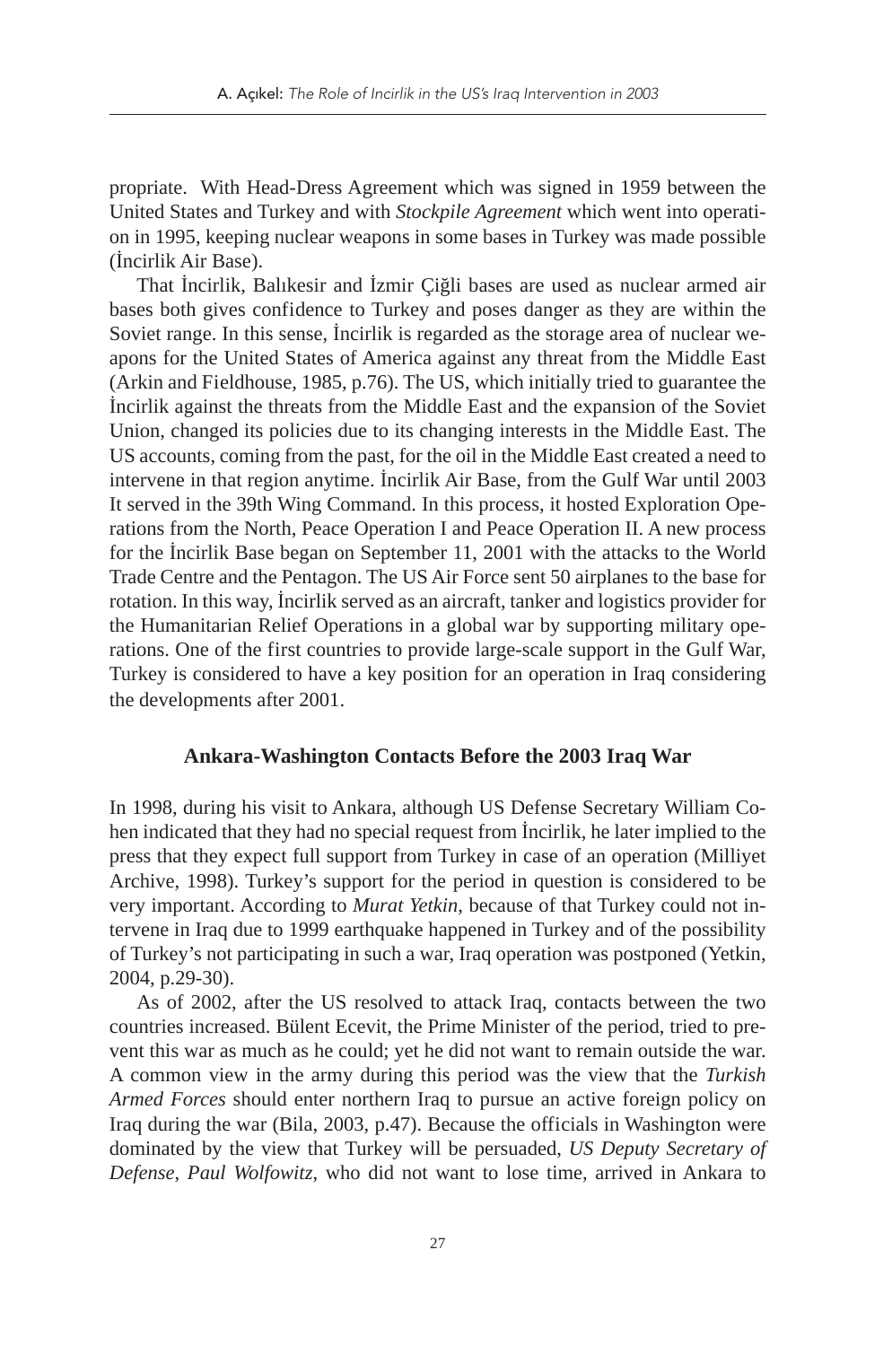propriate. With Head-Dress Agreement which was signed in 1959 between the United States and Turkey and with *Stockpile Agreement* which went into operation in 1995, keeping nuclear weapons in some bases in Turkey was made possible (İncirlik Air Base).

That İncirlik, Balıkesir and İzmir Çiğli bases are used as nuclear armed air bases both gives confidence to Turkey and poses danger as they are within the Soviet range. In this sense, İncirlik is regarded as the storage area of nuclear weapons for the United States of America against any threat from the Middle East (Arkin and Fieldhouse, 1985, p.76). The US, which initially tried to guarantee the İncirlik against the threats from the Middle East and the expansion of the Soviet Union, changed its policies due to its changing interests in the Middle East. The US accounts, coming from the past, for the oil in the Middle East created a need to intervene in that region anytime. İncirlik Air Base, from the Gulf War until 2003 It served in the 39th Wing Command. In this process, it hosted Exploration Operations from the North, Peace Operation I and Peace Operation II. A new process for the İncirlik Base began on September 11, 2001 with the attacks to the World Trade Centre and the Pentagon. The US Air Force sent 50 airplanes to the base for rotation. In this way, İncirlik served as an aircraft, tanker and logistics provider for the Humanitarian Relief Operations in a global war by supporting military operations. One of the first countries to provide large-scale support in the Gulf War, Turkey is considered to have a key position for an operation in Iraq considering the developments after 2001.

## Ankara-Washington Contacts Before the 2003 Iraq War

In 1998, during his visit to Ankara, although US Defense Secretary William Cohen indicated that they had no special request from İncirlik, he later implied to the press that they expect full support from Turkey in case of an operation (Milliyet Archive, 1998). Turkey's support for the period in question is considered to be very important. According to *Murat Yetkin*, because of that Turkey could not intervene in Iraq due to 1999 earthquake happened in Turkey and of the possibility of Turkey's not participating in such a war, Iraq operation was postponed (Yetkin, 2004, p.29-30).

As of 2002, after the US resolved to attack Iraq, contacts between the two countries increased. Bülent Ecevit, the Prime Minister of the period, tried to prevent this war as much as he could; yet he did not want to remain outside the war. A common view in the army during this period was the view that the *Turkish Armed Forces* should enter northern Iraq to pursue an active foreign policy on Iraq during the war (Bila, 2003, p.47). Because the officials in Washington were dominated by the view that Turkey will be persuaded, *US Deputy Secretary of Defense*, *Paul Wolfowitz*, who did not want to lose time, arrived in Ankara to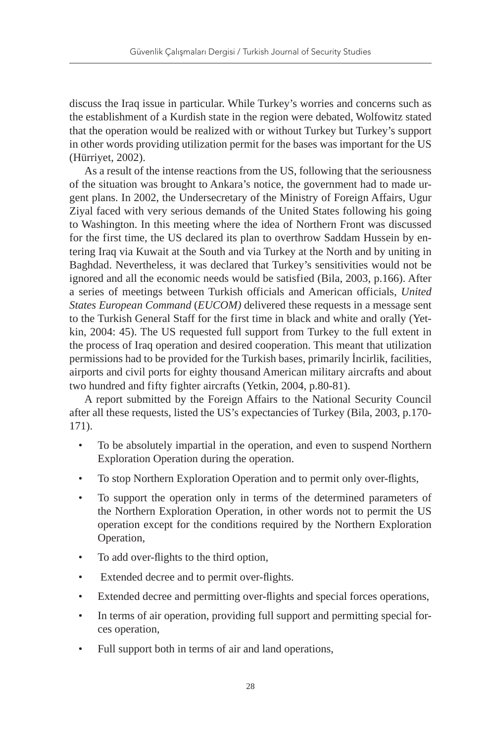discuss the Iraq issue in particular. While Turkey's worries and concerns such as the establishment of a Kurdish state in the region were debated, Wolfowitz stated that the operation would be realized with or without Turkey but Turkey's support in other words providing utilization permit for the bases was important for the US (Hürriyet, 2002).

As a result of the intense reactions from the US, following that the seriousness of the situation was brought to Ankara's notice, the government had to made urgent plans. In 2002, the Undersecretary of the Ministry of Foreign Affairs, Ugur Ziyal faced with very serious demands of the United States following his going to Washington. In this meeting where the idea of Northern Front was discussed for the first time, the US declared its plan to overthrow Saddam Hussein by entering Iraq via Kuwait at the South and via Turkey at the North and by uniting in Baghdad. Nevertheless, it was declared that Turkey's sensitivities would not be ignored and all the economic needs would be satisfied (Bila, 2003, p.166). After a series of meetings between Turkish officials and American officials, *United States European Command* (*EUCOM)* delivered these requests in a message sent to the Turkish General Staff for the first time in black and white and orally (Yetkin, 2004: 45). The US requested full support from Turkey to the full extent in the process of Iraq operation and desired cooperation. This meant that utilization permissions had to be provided for the Turkish bases, primarily İncirlik, facilities, airports and civil ports for eighty thousand American military aircrafts and about two hundred and fifty fighter aircrafts (Yetkin, 2004, p.80-81).

A report submitted by the Foreign Affairs to the National Security Council after all these requests, listed the US's expectancies of Turkey (Bila, 2003, p.170-171).

- To be absolutely impartial in the operation, and even to suspend Northern Exploration Operation during the operation.
- To stop Northern Exploration Operation and to permit only over-flights,
- To support the operation only in terms of the determined parameters of the Northern Exploration Operation, in other words not to permit the US operation except for the conditions required by the Northern Exploration Operation,
- To add over-flights to the third option,
- Extended decree and to permit over-flights.
- Extended decree and permitting over-flights and special forces operations,
- In terms of air operation, providing full support and permitting special forces operation,
- Full support both in terms of air and land operations,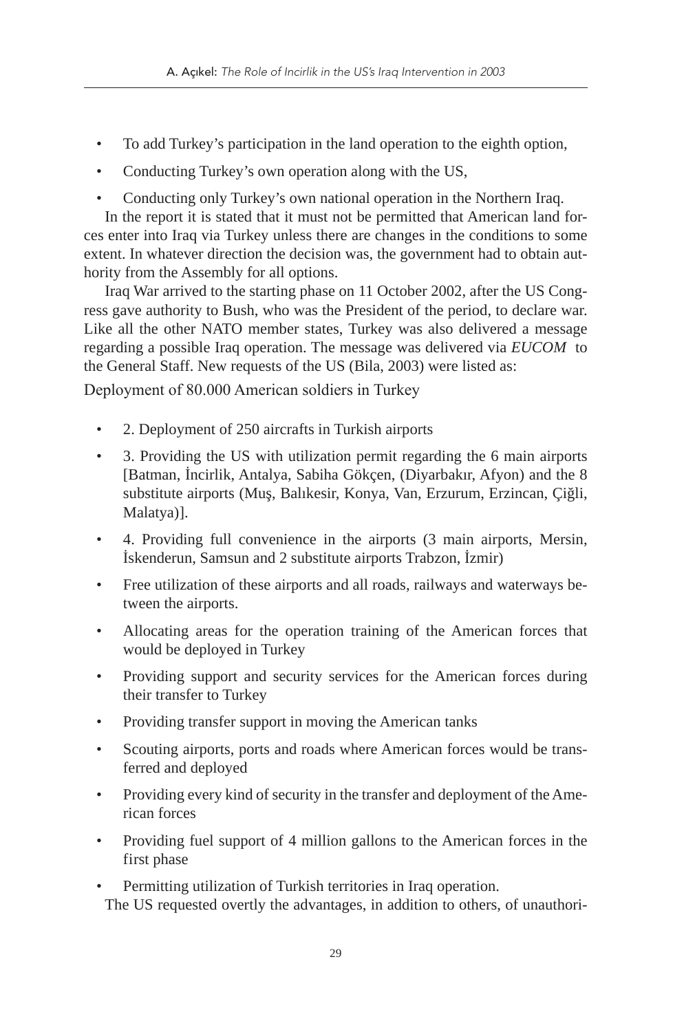- To add Turkey's participation in the land operation to the eighth option,
- Conducting Turkey's own operation along with the US,
- Conducting only Turkey's own national operation in the Northern Iraq.

In the report it is stated that it must not be permitted that American land forces enter into Iraq via Turkey unless there are changes in the conditions to some extent. In whatever direction the decision was, the government had to obtain authority from the Assembly for all options.

Iraq War arrived to the starting phase on 11 October 2002, after the US Congress gave authority to Bush, who was the President of the period, to declare war. Like all the other NATO member states, Turkey was also delivered a message regarding a possible Iraq operation. The message was delivered via *EUCOM* to the General Staff. New requests of the US (Bila, 2003) were listed as:

Deployment of 80.000 American soldiers in Turkey

- 2. Deployment of 250 aircrafts in Turkish airports
- 3. Providing the US with utilization permit regarding the 6 main airports [Batman, İncirlik, Antalya, Sabiha Gökçen, (Diyarbakır, Afyon) and the 8 substitute airports (Muş, Balıkesir, Konya, Van, Erzurum, Erzincan, Çiğli, Malatya)].
- 4. Providing full convenience in the airports (3 main airports, Mersin, İskenderun, Samsun and 2 substitute airports Trabzon, İzmir)
- Free utilization of these airports and all roads, railways and waterways between the airports.
- Allocating areas for the operation training of the American forces that would be deployed in Turkey
- Providing support and security services for the American forces during their transfer to Turkey
- Providing transfer support in moving the American tanks
- Scouting airports, ports and roads where American forces would be transferred and deployed
- Providing every kind of security in the transfer and deployment of the American forces
- Providing fuel support of 4 million gallons to the American forces in the first phase
- Permitting utilization of Turkish territories in Iraq operation.

The US requested overtly the advantages, in addition to others, of unauthori-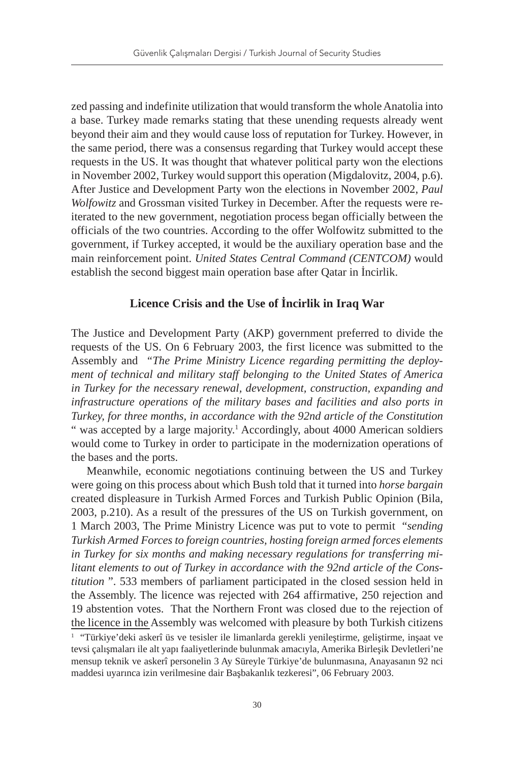zed passing and indefinite utilization that would transform the whole Anatolia into a base. Turkey made remarks stating that these unending requests already went beyond their aim and they would cause loss of reputation for Turkey. However, in the same period, there was a consensus regarding that Turkey would accept these requests in the US. It was thought that whatever political party won the elections in November 2002, Turkey would support this operation (Migdalovitz, 2004, p.6). After Justice and Development Party won the elections in November 2002, *Paul Wolfowitz* and Grossman visited Turkey in December. After the requests were reiterated to the new government, negotiation process began officially between the officials of the two countries. According to the offer Wolfowitz submitted to the government, if Turkey accepted, it would be the auxiliary operation base and the main reinforcement point. *United States Central Command (CENTCOM)* would establish the second biggest main operation base after Qatar in İncirlik.

## Licence Crisis and the Use of İncirlik in Iraq War

The Justice and Development Party (AKP) government preferred to divide the requests of the US. On 6 February 2003, the first licence was submitted to the Assembly and "*The Prime Ministry Licence regarding permitting the deployment of technical and military staff belonging to the United States of America in Turkey for the necessary renewal, development, construction, expanding and infrastructure operations of the military bases and facilities and also ports in Turkey, for three months, in accordance with the 92nd article of the Constitution* " was accepted by a large majority.[1] Accordingly, about 4000 American soldiers would come to Turkey in order to participate in the modernization operations of the bases and the ports.

Meanwhile, economic negotiations continuing between the US and Turkey were going on this process about which Bush told that it turned into *horse bargain* created displeasure in Turkish Armed Forces and Turkish Public Opinion (Bila, 2003, p.210). As a result of the pressures of the US on Turkish government, on 1 March 2003, The Prime Ministry Licence was put to vote to permit "*sending Turkish Armed Forces to foreign countries, hosting foreign armed forces elements in Turkey for six months and making necessary regulations for transferring militant elements to out of Turkey in accordance with the 92nd article of the Constitution* ". 533 members of parliament participated in the closed session held in the Assembly. The licence was rejected with 264 affirmative, 250 rejection and 19 abstention votes. That the Northern Front was closed due to the rejection of the licence in the Assembly was welcomed with pleasure by both Turkish citizens

[1] "Türkiye'deki askerî üs ve tesisler ile limanlarda gerekli yenileştirme, geliştirme, inşaat ve tevsi çalışmaları ile alt yapı faaliyetlerinde bulunmak amacıyla, Amerika Birleşik Devletleri'ne mensup teknik ve askerî personelin 3 Ay Süreyle Türkiye'de bulunmasına, Anayasanın 92 nci maddesi uyarınca izin verilmesine dair Başbakanlık tezkeresi", 06 February 2003.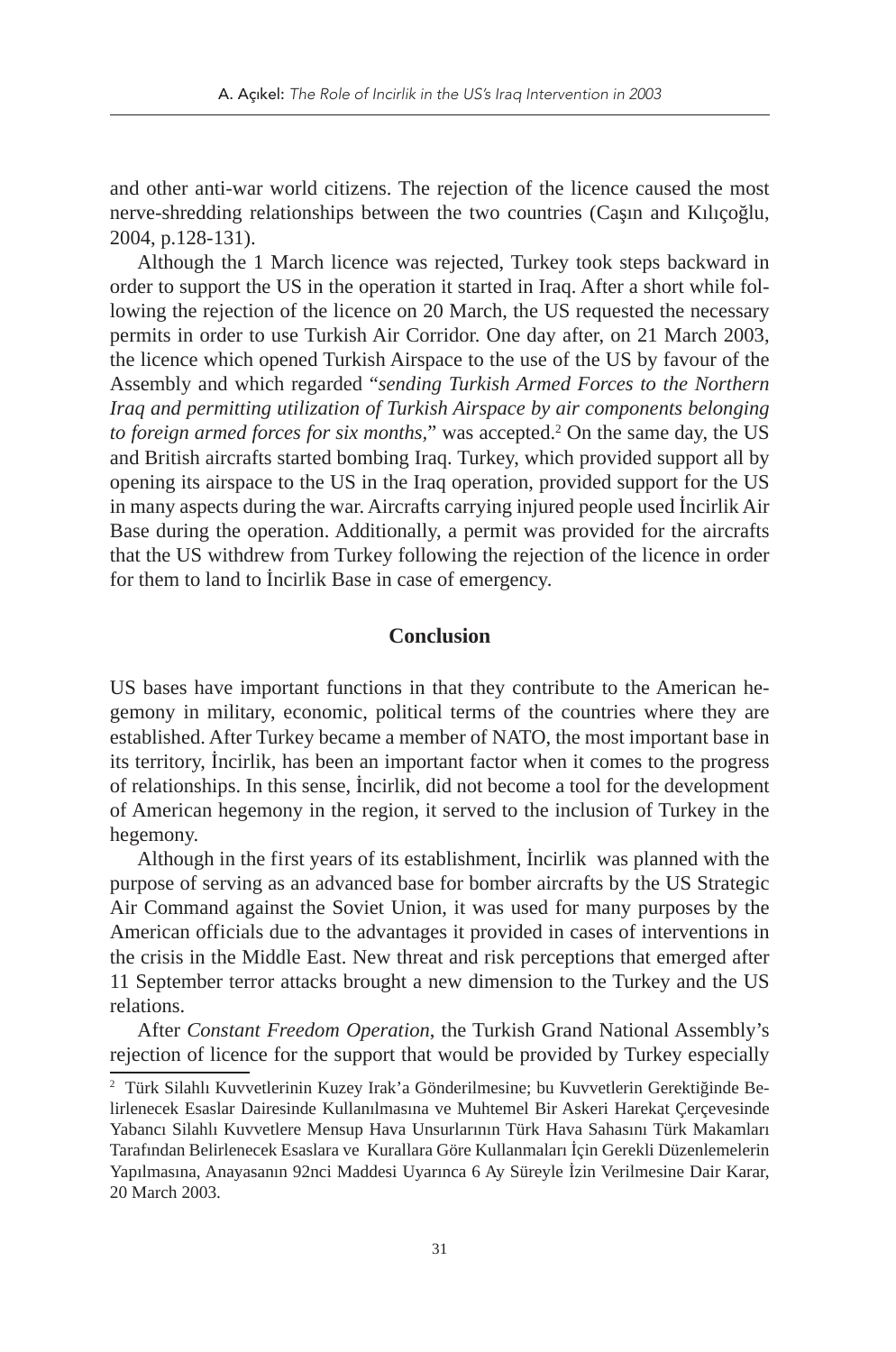and other anti-war world citizens. The rejection of the licence caused the most nerve-shredding relationships between the two countries (Caşın and Kılıçoğlu, 2004, p.128-131).

Although the 1 March licence was rejected, Turkey took steps backward in order to support the US in the operation it started in Iraq. After a short while following the rejection of the licence on 20 March, the US requested the necessary permits in order to use Turkish Air Corridor. One day after, on 21 March 2003, the licence which opened Turkish Airspace to the use of the US by favour of the Assembly and which regarded "*sending Turkish Armed Forces to the Northern Iraq and permitting utilization of Turkish Airspace by air components belonging to foreign armed forces for six months*," was accepted.[2] On the same day, the US and British aircrafts started bombing Iraq. Turkey, which provided support all by opening its airspace to the US in the Iraq operation, provided support for the US in many aspects during the war. Aircrafts carrying injured people used İncirlik Air Base during the operation. Additionally, a permit was provided for the aircrafts that the US withdrew from Turkey following the rejection of the licence in order for them to land to İncirlik Base in case of emergency.

## Conclusion

US bases have important functions in that they contribute to the American hegemony in military, economic, political terms of the countries where they are established. After Turkey became a member of NATO, the most important base in its territory, İncirlik, has been an important factor when it comes to the progress of relationships. In this sense, İncirlik, did not become a tool for the development of American hegemony in the region, it served to the inclusion of Turkey in the hegemony.

Although in the first years of its establishment, İncirlik was planned with the purpose of serving as an advanced base for bomber aircrafts by the US Strategic Air Command against the Soviet Union, it was used for many purposes by the American officials due to the advantages it provided in cases of interventions in the crisis in the Middle East. New threat and risk perceptions that emerged after 11 September terror attacks brought a new dimension to the Turkey and the US relations.

After *Constant Freedom Operation*, the Turkish Grand National Assembly's rejection of licence for the support that would be provided by Turkey especially

[2] Türk Silahlı Kuvvetlerinin Kuzey Irak'a Gönderilmesine; bu Kuvvetlerin Gerektiğinde Belirlenecek Esaslar Dairesinde Kullanılmasına ve Muhtemel Bir Askeri Harekat Çerçevesinde Yabancı Silahlı Kuvvetlere Mensup Hava Unsurlarının Türk Hava Sahasını Türk Makamları Tarafından Belirlenecek Esaslara ve Kurallara Göre Kullanmaları İçin Gerekli Düzenlemelerin Yapılmasına, Anayasanın 92nci Maddesi Uyarınca 6 Ay Süreyle İzin Verilmesine Dair Karar, 20 March 2003.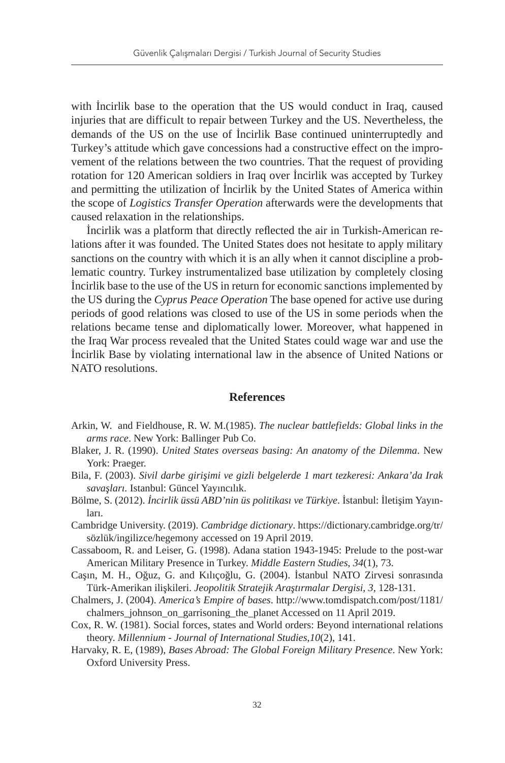with İncirlik base to the operation that the US would conduct in Iraq, caused injuries that are difficult to repair between Turkey and the US. Nevertheless, the demands of the US on the use of İncirlik Base continued uninterruptedly and Turkey's attitude which gave concessions had a constructive effect on the improvement of the relations between the two countries. That the request of providing rotation for 120 American soldiers in Iraq over İncirlik was accepted by Turkey and permitting the utilization of İncirlik by the United States of America within the scope of *Logistics Transfer Operation* afterwards were the developments that caused relaxation in the relationships.

İncirlik was a platform that directly reflected the air in Turkish-American relations after it was founded. The United States does not hesitate to apply military sanctions on the country with which it is an ally when it cannot discipline a problematic country. Turkey instrumentalized base utilization by completely closing İncirlik base to the use of the US in return for economic sanctions implemented by the US during the *Cyprus Peace Operation* The base opened for active use during periods of good relations was closed to use of the US in some periods when the relations became tense and diplomatically lower. Moreover, what happened in the Iraq War process revealed that the United States could wage war and use the İncirlik Base by violating international law in the absence of United Nations or NATO resolutions.

## References

Arkin, W. and Fieldhouse, R. W. M.(1985). *The nuclear battlefields: Global links in the arms race*. New York: Ballinger Pub Co.

Blaker, J. R. (1990). *United States overseas basing: An anatomy of the Dilemma*. New York: Praeger.

Bila, F. (2003). *Sivil darbe girişimi ve gizli belgelerde 1 mart tezkeresi: Ankara'da Irak savaşları*. Istanbul: Güncel Yayıncılık.

Bölme, S. (2012). *İncirlik üssü ABD'nin üs politikası ve Türkiye*. İstanbul: İletişim Yayınları.

Cambridge University. (2019). *Cambridge dictionary*. https://dictionary.cambridge.org/tr/sözlük/ingilizce/hegemony accessed on 19 April 2019.

Cassaboom, R. and Leiser, G. (1998). Adana station 1943-1945: Prelude to the post-war American Military Presence in Turkey. *Middle Eastern Studies*, *34*(1), 73.

Caşın, M. H., Oğuz, G. and Kılıçoğlu, G. (2004). İstanbul NATO Zirvesi sonrasında Türk-Amerikan ilişkileri. *Jeopolitik Stratejik Araştırmalar Dergisi*, *3*, 128-131.

Chalmers, J. (2004). *America's Empire of bases*. http://www.tomdispatch.com/post/1181/chalmers_johnson_on_garrisoning_the_planet Accessed on 11 April 2019.

Cox, R. W. (1981). Social forces, states and World orders: Beyond international relations theory. *Millennium - Journal of International Studies*,*10*(2), 141.

Harvaky, R. E, (1989), *Bases Abroad: The Global Foreign Military Presence*. New York: Oxford University Press.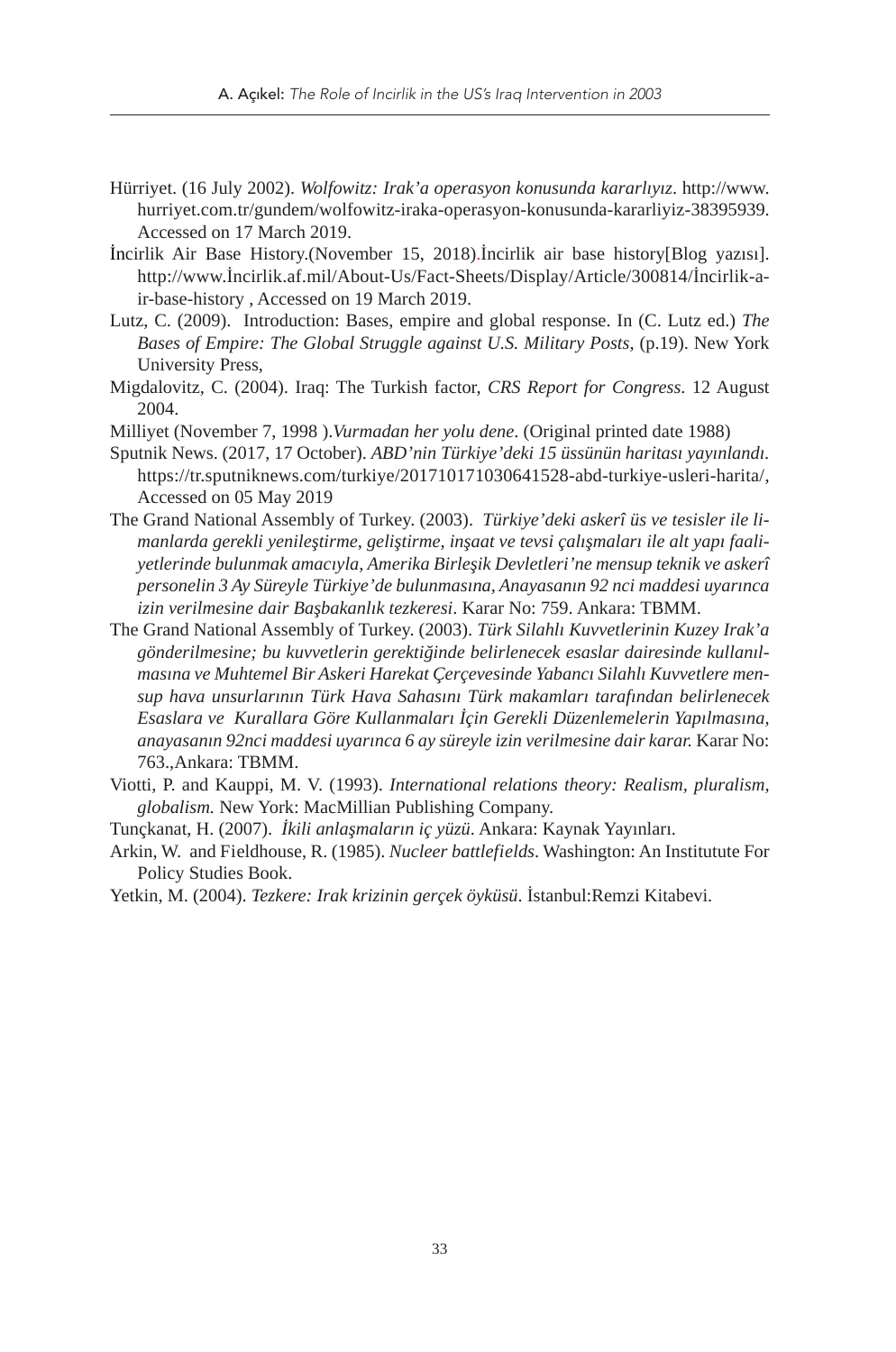Hürriyet. (16 July 2002). *Wolfowitz: Irak'a operasyon konusunda kararlıyız*. http://www.hurriyet.com.tr/gundem/wolfowitz-iraka-operasyon-konusunda-kararliyiz-38395939. Accessed on 17 March 2019.

İncirlik Air Base History.(November 15, 2018).İncirlik air base history[Blog yazısı]. http://www.İncirlik.af.mil/About-Us/Fact-Sheets/Display/Article/300814/İncirlik-air-base-history , Accessed on 19 March 2019.

Lutz, C. (2009). Introduction: Bases, empire and global response. In (C. Lutz ed.) *The Bases of Empire: The Global Struggle against U.S. Military Posts*, (p.19). New York University Press,

Migdalovitz, C. (2004). Iraq: The Turkish factor, *CRS Report for Congress*. 12 August 2004.

Milliyet (November 7, 1998 ).*Vurmadan her yolu dene*. (Original printed date 1988)

Sputnik News. (2017, 17 October). *ABD'nin Türkiye'deki 15 üssünün haritası yayınlandı*. https://tr.sputniknews.com/turkiye/201710171030641528-abd-turkiye-usleri-harita/, Accessed on 05 May 2019

The Grand National Assembly of Turkey. (2003). *Türkiye'deki askerî üs ve tesisler ile limanlarda gerekli yenileştirme, geliştirme, inşaat ve tevsi çalışmaları ile alt yapı faaliyetlerinde bulunmak amacıyla, Amerika Birleşik Devletleri'ne mensup teknik ve askerî personelin 3 Ay Süreyle Türkiye'de bulunmasına, Anayasanın 92 nci maddesi uyarınca izin verilmesine dair Başbakanlık tezkeresi*. Karar No: 759. Ankara: TBMM.

The Grand National Assembly of Turkey. (2003). *Türk Silahlı Kuvvetlerinin Kuzey Irak'a gönderilmesine; bu kuvvetlerin gerektiğinde belirlenecek esaslar dairesinde kullanılmasına ve Muhtemel Bir Askeri Harekat Çerçevesinde Yabancı Silahlı Kuvvetlere mensup hava unsurlarının Türk Hava Sahasını Türk makamları tarafından belirlenecek Esaslara ve Kurallara Göre Kullanmaları İçin Gerekli Düzenlemelerin Yapılmasına, anayasanın 92nci maddesi uyarınca 6 ay süreyle izin verilmesine dair karar.* Karar No: 763.,Ankara: TBMM.

Viotti, P. and Kauppi, M. V. (1993). *International relations theory: Realism, pluralism, globalism.* New York: MacMillian Publishing Company.

Tunçkanat, H. (2007). *İkili anlaşmaların iç yüzü*. Ankara: Kaynak Yayınları.

Arkin, W. and Fieldhouse, R. (1985). *Nucleer battlefields*. Washington: An Institute For Policy Studies Book.

Yetkin, M. (2004). *Tezkere: Irak krizinin gerçek öyküsü*. İstanbul:Remzi Kitabevi.